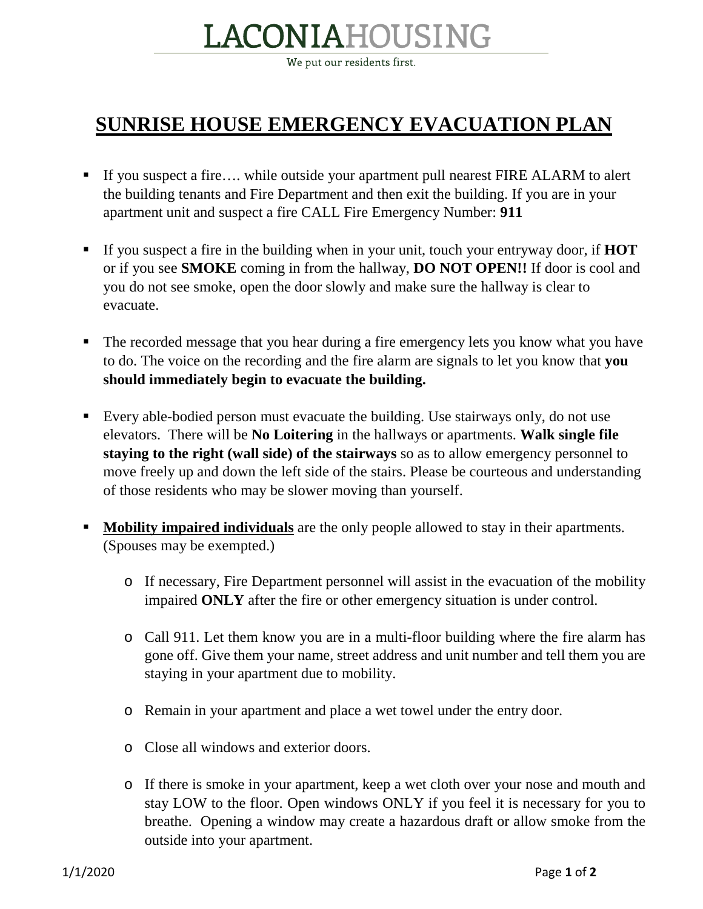# LACONIAHOUSING

We put our residents first.

## SUNRISE HOUSE EMERGENCY EVACUATION PLAN

- If you suspect a fire…. while outside your apartment pull nearest FIRE ALARM to alert the building tenants and Fire Department and then exit the building. If you are in your apartment unit and suspect a fire CALL Fire Emergency Number: **911**
- If you suspect a fire in the building when in your unit, touch your entryway door, if **HOT** or if you see **SMOKE** coming in from the hallway, **DO NOT OPEN!!** If door is cool and you do not see smoke, open the door slowly and make sure the hallway is clear to evacuate.
- The recorded message that you hear during a fire emergency lets you know what you have to do. The voice on the recording and the fire alarm are signals to let you know that **you should immediately begin to evacuate the building.**
- Every able-bodied person must evacuate the building. Use stairways only, do not use elevators. There will be **No Loitering** in the hallways or apartments. **Walk single file staying to the right (wall side) of the stairways** so as to allow emergency personnel to move freely up and down the left side of the stairs. Please be courteous and understanding of those residents who may be slower moving than yourself.
- **Mobility impaired individuals** are the only people allowed to stay in their apartments. (Spouses may be exempted.)
  - If necessary, Fire Department personnel will assist in the evacuation of the mobility impaired **ONLY** after the fire or other emergency situation is under control.
  - Call 911. Let them know you are in a multi-floor building where the fire alarm has gone off. Give them your name, street address and unit number and tell them you are staying in your apartment due to mobility.
  - Remain in your apartment and place a wet towel under the entry door.
  - Close all windows and exterior doors.
  - If there is smoke in your apartment, keep a wet cloth over your nose and mouth and stay LOW to the floor. Open windows ONLY if you feel it is necessary for you to breathe. Opening a window may create a hazardous draft or allow smoke from the outside into your apartment.

1/1/2020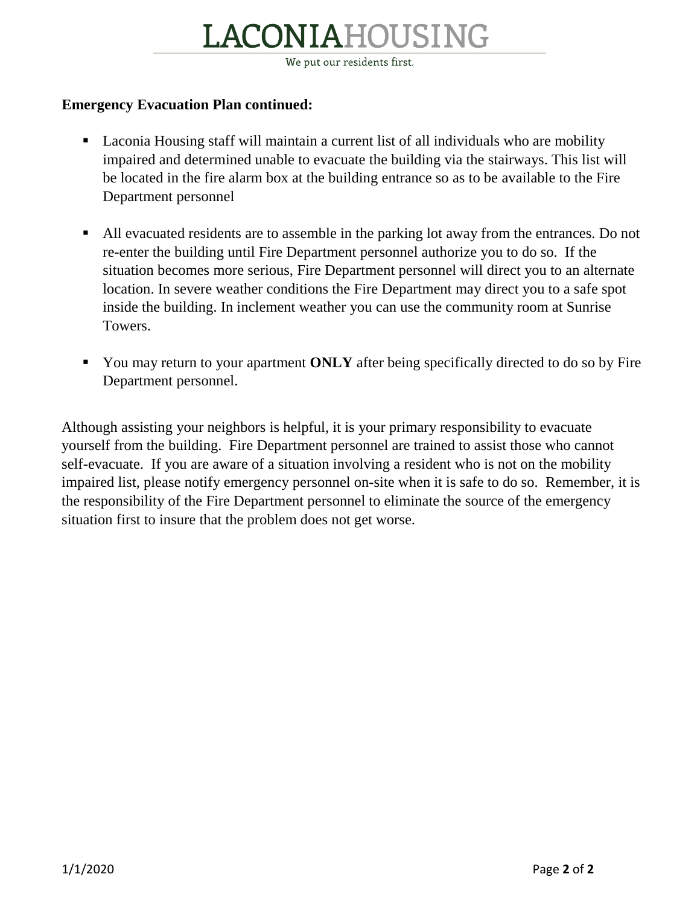**Emergency Evacuation Plan continued:**

- Laconia Housing staff will maintain a current list of all individuals who are mobility impaired and determined unable to evacuate the building via the stairways. This list will be located in the fire alarm box at the building entrance so as to be available to the Fire Department personnel

- All evacuated residents are to assemble in the parking lot away from the entrances. Do not re-enter the building until Fire Department personnel authorize you to do so. If the situation becomes more serious, Fire Department personnel will direct you to an alternate location. In severe weather conditions the Fire Department may direct you to a safe spot inside the building. In inclement weather you can use the community room at Sunrise Towers.

- You may return to your apartment **ONLY** after being specifically directed to do so by Fire Department personnel.

Although assisting your neighbors is helpful, it is your primary responsibility to evacuate yourself from the building. Fire Department personnel are trained to assist those who cannot self-evacuate. If you are aware of a situation involving a resident who is not on the mobility impaired list, please notify emergency personnel on-site when it is safe to do so. Remember, it is the responsibility of the Fire Department personnel to eliminate the source of the emergency situation first to insure that the problem does not get worse.

1/1/2020